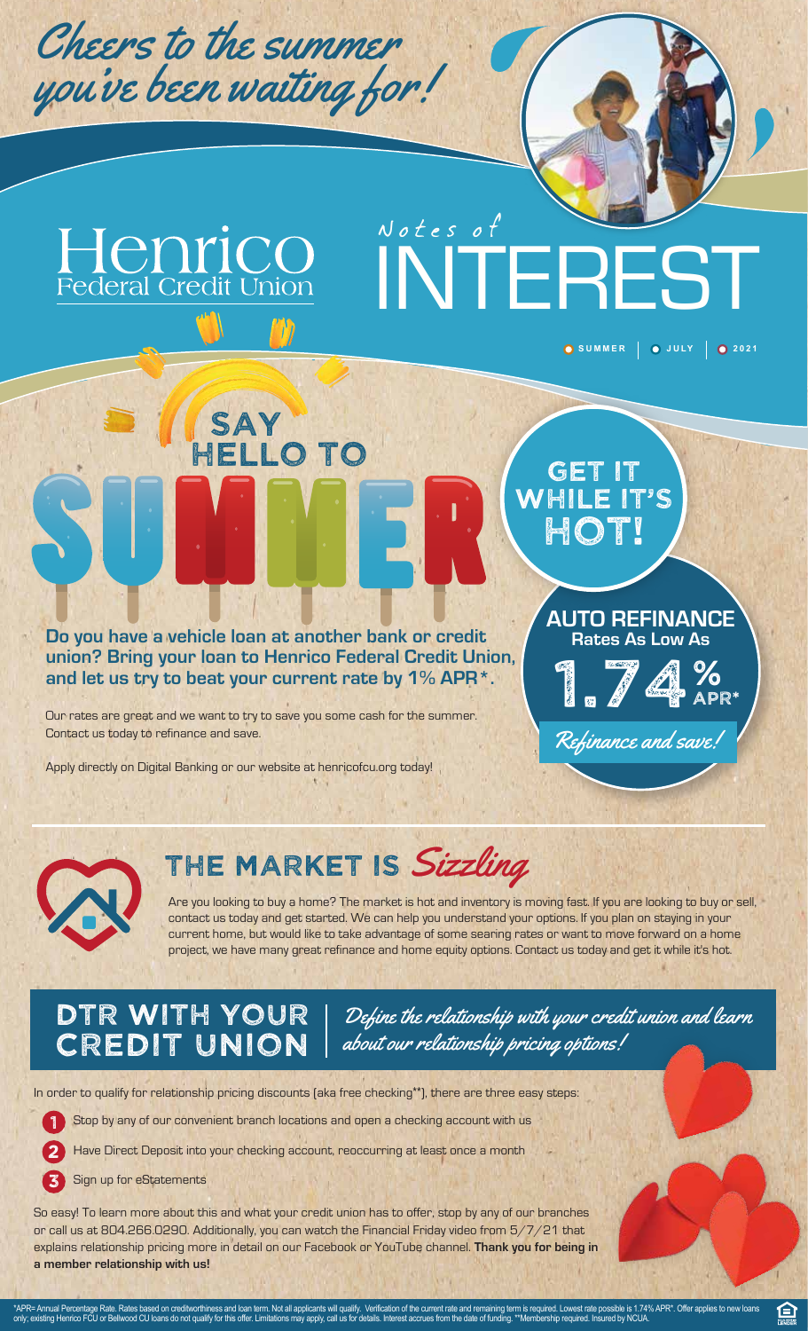*Cheers to the summer you've been waiting for!*

Henrico Federal Credit Union

# Notes of INTEREST

SUMMER | JULY | 2021

## SAY HELLO TO SUMMER

**Do you have a vehicle loan at another bank or credit union? Bring your loan to Henrico Federal Credit Union, and let us try to beat your current rate by 1% APR\*.**

Our rates are great and we want to try to save you some cash for the summer. Contact us today to refinance and save.

Apply directly on Digital Banking or our website at henricofcu.org today!

### GET IT WHILE IT'S HOT!

**AUTO REFINANCE**
**Rates As Low As**

**1.74% APR\***

*Refinance and save!*

## THE MARKET IS *Sizzling*

Are you looking to buy a home? The market is hot and inventory is moving fast. If you are looking to buy or sell, contact us today and get started. We can help you understand your options. If you plan on staying in your current home, but would like to take advantage of some searing rates or want to move forward on a home project, we have many great refinance and home equity options. Contact us today and get it while it's hot.

## DTR WITH YOUR CREDIT UNION

*Define the relationship with your credit union and learn about our relationship pricing options!*

In order to qualify for relationship pricing discounts (aka free checking\*\*), there are three easy steps:

1. Stop by any of our convenient branch locations and open a checking account with us
2. Have Direct Deposit into your checking account, reoccurring at least once a month
3. Sign up for eStatements

So easy! To learn more about this and what your credit union has to offer, stop by any of our branches or call us at 804.266.0290. Additionally, you can watch the Financial Friday video from 5/7/21 that explains relationship pricing more in detail on our Facebook or YouTube channel. **Thank you for being in a member relationship with us!**

\*APR= Annual Percentage Rate. Rates based on creditworthiness and loan term. Not all applicants will qualify. Verification of the current rate and remaining term is required. Lowest rate possible is 1.74% APR\*. Offer applies to new loans only; existing Henrico FCU or Bellwood CU loans do not qualify for this offer. Limitations may apply, call us for details. Interest accrues from the date of funding. \*\*Membership required. Insured by NCUA.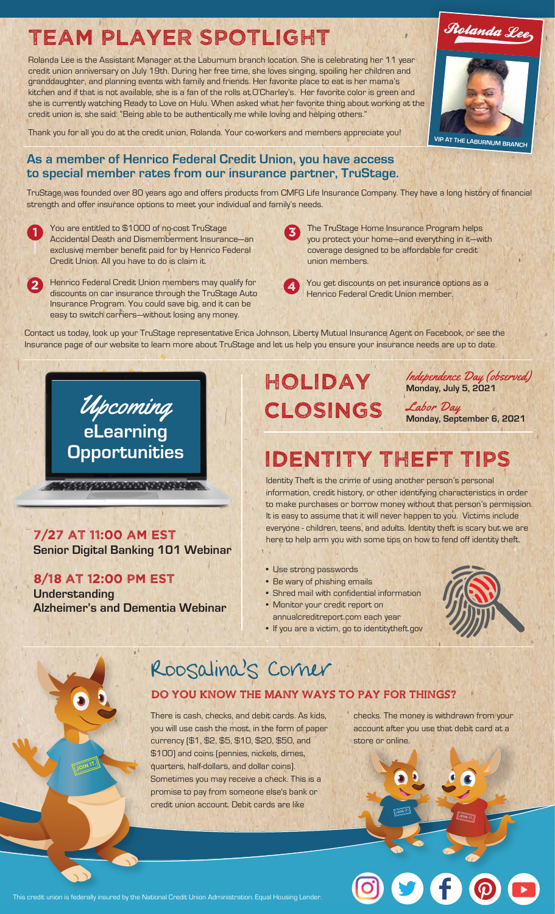# TEAM PLAYER SPOTLIGHT

Rolanda Lee is the Assistant Manager at the Laburnum branch location. She is celebrating her 11 year credit union anniversary on July 19th. During her free time, she loves singing, spoiling her children and granddaughter, and planning events with family and friends. Her favorite place to eat is her mama's kitchen and if that is not available, she is a fan of the rolls at O'Charley's. Her favorite color is green and she is currently watching Ready to Love on Hulu. When asked what her favorite thing about working at the credit union is, she said: "Being able to be authentically me while loving and helping others."

Thank you for all you do at the credit union, Rolanda. Your co-workers and members appreciate you!

*Rolanda Lee*

VIP AT THE LABURNUM BRANCH

## As a member of Henrico Federal Credit Union, you have access to special member rates from our insurance partner, TruStage.

TruStage was founded over 80 years ago and offers products from CMFG Life Insurance Company. They have a long history of financial strength and offer insurance options to meet your individual and family's needs.

1. You are entitled to $1000 of no-cost TruStage Accidental Death and Dismemberment Insurance—an exclusive member benefit paid for by Henrico Federal Credit Union. All you have to do is claim it.
2. Henrico Federal Credit Union members may qualify for discounts on car insurance through the TruStage Auto Insurance Program. You could save big, and it can be easy to switch carriers—without losing any money.
3. The TruStage Home Insurance Program helps you protect your home—and everything in it—with coverage designed to be affordable for credit union members.
4. You get discounts on pet insurance options as a Henrico Federal Credit Union member.

Contact us today, look up your TruStage representative Erica Johnson, Liberty Mutual Insurance Agent on Facebook, or see the Insurance page of our website to learn more about TruStage and let us help you ensure your insurance needs are up to date.

## *Upcoming* eLearning Opportunities

**7/27 AT 11:00 AM EST**
**Senior Digital Banking 101 Webinar**

**8/18 AT 12:00 PM EST**
**Understanding Alzheimer's and Dementia Webinar**

# HOLIDAY CLOSINGS

*Independence Day (observed)*
**Monday, July 5, 2021**

*Labor Day*
**Monday, September 6, 2021**

# IDENTITY THEFT TIPS

Identity Theft is the crime of using another person's personal information, credit history, or other identifying characteristics in order to make purchases or borrow money without that person's permission. It is easy to assume that it will never happen to you. Victims include everyone - children, teens, and adults. Identity theft is scary but we are here to help arm you with some tips on how to fend off identity theft.

- Use strong passwords
- Be wary of phishing emails
- Shred mail with confidential information
- Monitor your credit report on annualcreditreport.com each year
- If you are a victim, go to identitytheft.gov

# Roosalina's Corner

## DO YOU KNOW THE MANY WAYS TO PAY FOR THINGS?

There is cash, checks, and debit cards. As kids, you will use cash the most, in the form of paper currency ($1, $2, $5, $10, $20, $50, and $100) and coins (pennies, nickels, dimes, quarters, half-dollars, and dollar coins). Sometimes you may receive a check. This is a promise to pay from someone else's bank or credit union account. Debit cards are like checks. The money is withdrawn from your account after you use that debit card at a store or online.

This credit union is federally insured by the National Credit Union Administration. Equal Housing Lender.